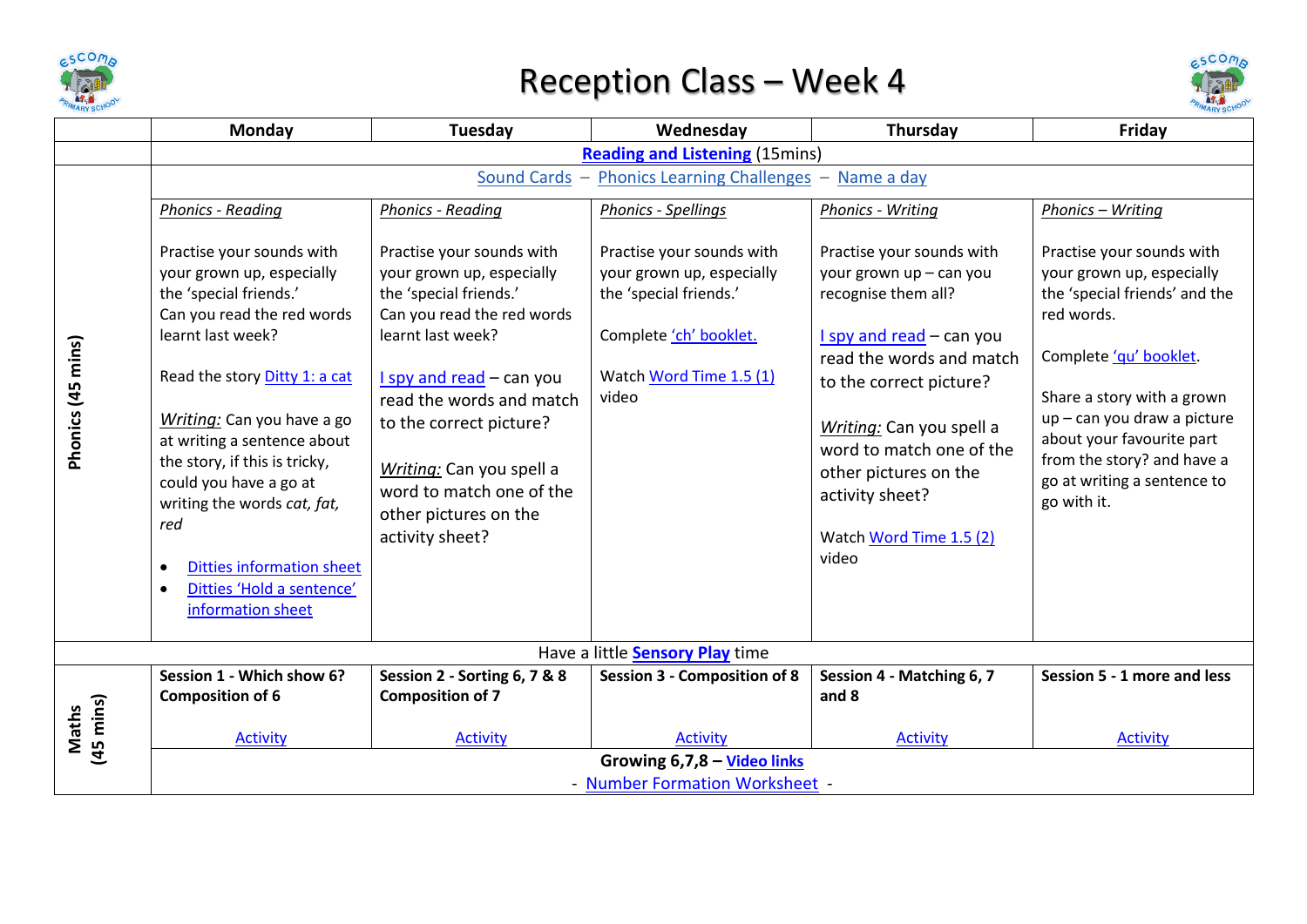# Reception Class – Week 4

| | Monday | Tuesday | Wednesday | Thursday | Friday |
|---|---|---|---|---|---|
| | **Reading and Listening** (15mins) | | | | |
| **Phonics (45 mins)** | Sound Cards – Phonics Learning Challenges – Name a day | | | | |
| | *Phonics - Reading*<br><br>Practise your sounds with your grown up, especially the 'special friends.'<br>Can you read the red words learnt last week?<br><br>Read the story Ditty 1: a cat<br><br>*Writing:* Can you have a go at writing a sentence about the story, if this is tricky, could you have a go at writing the words *cat, fat, red*<br><br>• Ditties information sheet<br>• Ditties 'Hold a sentence' information sheet | *Phonics - Reading*<br><br>Practise your sounds with your grown up, especially the 'special friends.'<br>Can you read the red words learnt last week?<br><br>I spy and read – can you read the words and match to the correct picture?<br><br>*Writing:* Can you spell a word to match one of the other pictures on the activity sheet? | *Phonics - Spellings*<br><br>Practise your sounds with your grown up, especially the 'special friends.'<br><br>Complete 'ch' booklet.<br><br>Watch Word Time 1.5 (1) video | *Phonics - Writing*<br><br>Practise your sounds with your grown up – can you recognise them all?<br><br>I spy and read – can you read the words and match to the correct picture?<br><br>*Writing:* Can you spell a word to match one of the other pictures on the activity sheet?<br><br>Watch Word Time 1.5 (2) video | *Phonics – Writing*<br><br>Practise your sounds with your grown up, especially the 'special friends' and the red words.<br><br>Complete 'qu' booklet.<br><br>Share a story with a grown up – can you draw a picture about your favourite part from the story? and have a go at writing a sentence to go with it. |
| Have a little **Sensory Play** time | | | | | |
| **Maths (45 mins)** | **Session 1 - Which show 6? Composition of 6**<br><br>Activity | **Session 2 - Sorting 6, 7 & 8 Composition of 7**<br><br>Activity | **Session 3 - Composition of 8**<br><br>Activity | **Session 4 - Matching 6, 7 and 8**<br><br>Activity | **Session 5 - 1 more and less**<br><br>Activity |
| | **Growing 6,7,8 – Video links**<br>- Number Formation Worksheet - | | | | |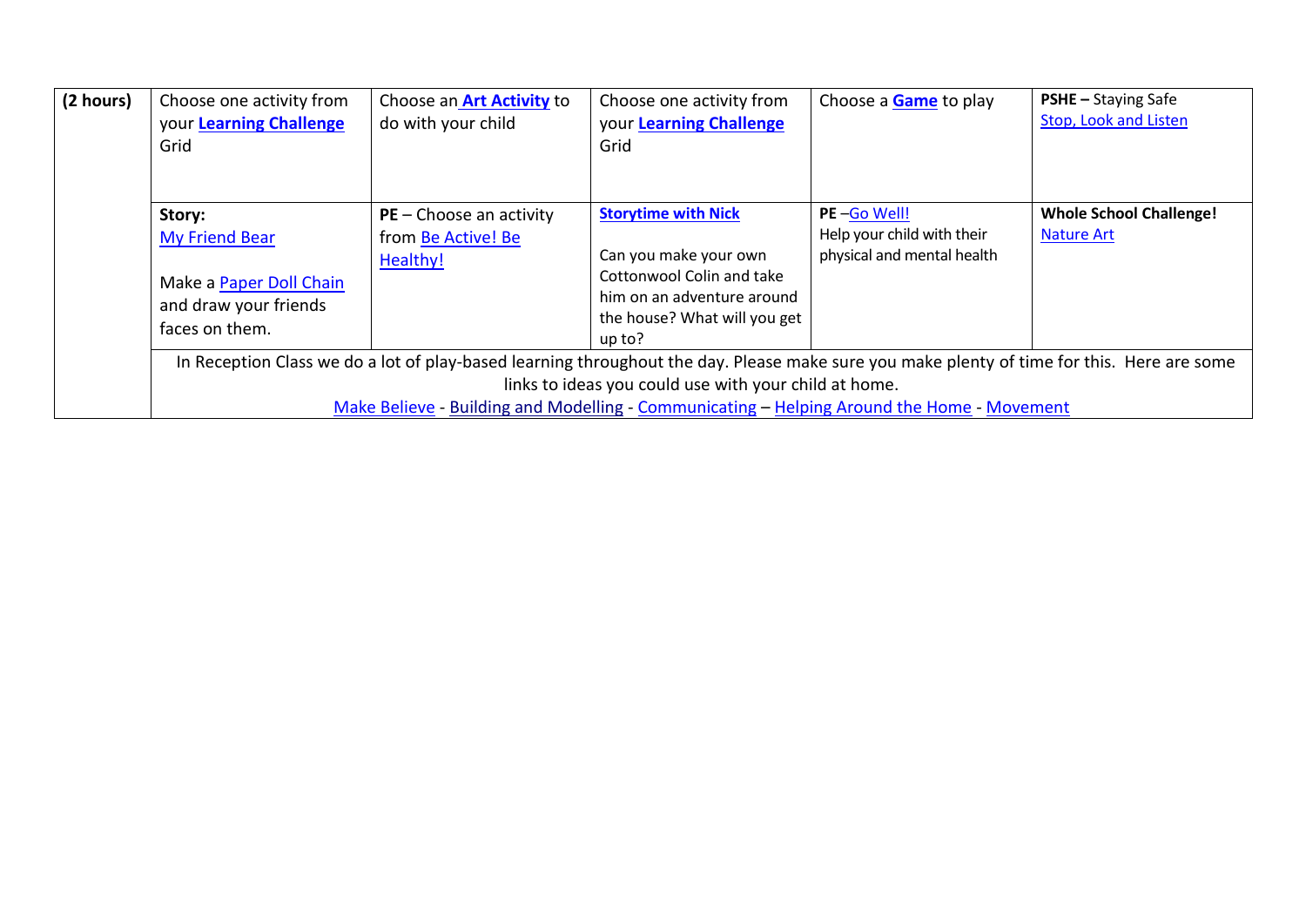| | | | | | |
|---|---|---|---|---|---|
| **(2 hours)** | Choose one activity from your **Learning Challenge** Grid | Choose an **Art Activity** to do with your child | Choose one activity from your **Learning Challenge** Grid | Choose a **Game** to play | **PSHE –** Staying Safe<br>Stop, Look and Listen |
| | **Story:**<br>My Friend Bear<br><br>Make a Paper Doll Chain and draw your friends faces on them. | **PE** – Choose an activity from Be Active! Be Healthy! | **Storytime with Nick**<br><br>Can you make your own Cottonwool Colin and take him on an adventure around the house? What will you get up to? | **PE** –Go Well!<br>Help your child with their physical and mental health | **Whole School Challenge!**<br>Nature Art |
| | In Reception Class we do a lot of play-based learning throughout the day. Please make sure you make plenty of time for this. Here are some links to ideas you could use with your child at home.<br>Make Believe - Building and Modelling - Communicating – Helping Around the Home - Movement | | | | |